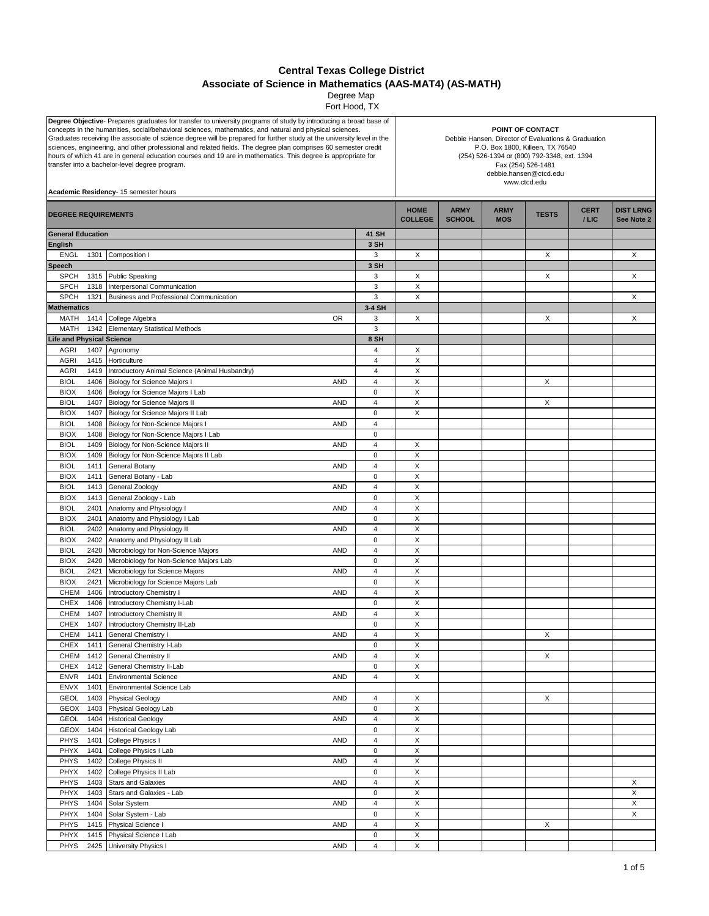# Central Texas College District

## Associate of Science in Mathematics (AAS-MAT4) (AS-MATH)

Degree Map

Fort Hood, TX

**Degree Objective**- Prepares graduates for transfer to university programs of study by introducing a broad base of concepts in the humanities, social/behavioral sciences, mathematics, and natural and physical sciences. Graduates receiving the associate of science degree will be prepared for further study at the university level in the sciences, engineering, and other professional and related fields. The degree plan comprises 60 semester credit hours of which 41 are in general education courses and 19 are in mathematics. This degree is appropriate for transfer into a bachelor-level degree program.

**Academic Residency**- 15 semester hours

**POINT OF CONTACT**
Debbie Hansen, Director of Evaluations & Graduation
P.O. Box 1800, Killeen, TX 76540
(254) 526-1394 or (800) 792-3348, ext. 1394
Fax (254) 526-1481
debbie.hansen@ctcd.edu
www.ctcd.edu

| DEGREE REQUIREMENTS | | | | | HOME COLLEGE | ARMY SCHOOL | ARMY MOS | TESTS | CERT / LIC | DIST LRNG See Note 2 |
|---|---|---|---|---|---|---|---|---|---|---|
| **General Education** | | | | **41 SH** | | | | | | |
| **English** | | | | **3 SH** | | | | | | |
| ENGL | 1301 | Composition I | | 3 | X | | | X | | X |
| **Speech** | | | | **3 SH** | | | | | | |
| SPCH | 1315 | Public Speaking | | 3 | X | | | X | | X |
| SPCH | 1318 | Interpersonal Communication | | 3 | X | | | | | |
| SPCH | 1321 | Business and Professional Communication | | 3 | X | | | | | X |
| **Mathematics** | | | | **3-4 SH** | | | | | | |
| MATH | 1414 | College Algebra | OR | 3 | X | | | X | | X |
| MATH | 1342 | Elementary Statistical Methods | | 3 | | | | | | |
| **Life and Physical Science** | | | | **8 SH** | | | | | | |
| AGRI | 1407 | Agronomy | | 4 | X | | | | | |
| AGRI | 1415 | Horticulture | | 4 | X | | | | | |
| AGRI | 1419 | Introductory Animal Science (Animal Husbandry) | | 4 | X | | | | | |
| BIOL | 1406 | Biology for Science Majors I | AND | 4 | X | | | X | | |
| BIOX | 1406 | Biology for Science Majors I Lab | | 0 | X | | | | | |
| BIOL | 1407 | Biology for Science Majors II | AND | 4 | X | | | X | | |
| BIOX | 1407 | Biology for Science Majors II Lab | | 0 | X | | | | | |
| BIOL | 1408 | Biology for Non-Science Majors I | AND | 4 | | | | | | |
| BIOX | 1408 | Biology for Non-Science Majors I Lab | | 0 | | | | | | |
| BIOL | 1409 | Biology for Non-Science Majors II | AND | 4 | X | | | | | |
| BIOX | 1409 | Biology for Non-Science Majors II Lab | | 0 | X | | | | | |
| BIOL | 1411 | General Botany | AND | 4 | X | | | | | |
| BIOX | 1411 | General Botany - Lab | | 0 | X | | | | | |
| BIOL | 1413 | General Zoology | AND | 4 | X | | | | | |
| BIOX | 1413 | General Zoology - Lab | | 0 | X | | | | | |
| BIOL | 2401 | Anatomy and Physiology I | AND | 4 | X | | | | | |
| BIOX | 2401 | Anatomy and Physiology I Lab | | 0 | X | | | | | |
| BIOL | 2402 | Anatomy and Physiology II | AND | 4 | X | | | | | |
| BIOX | 2402 | Anatomy and Physiology II Lab | | 0 | X | | | | | |
| BIOL | 2420 | Microbiology for Non-Science Majors | AND | 4 | X | | | | | |
| BIOX | 2420 | Microbiology for Non-Science Majors Lab | | 0 | X | | | | | |
| BIOL | 2421 | Microbiology for Science Majors | AND | 4 | X | | | | | |
| BIOX | 2421 | Microbiology for Science Majors Lab | | 0 | X | | | | | |
| CHEM | 1406 | Introductory Chemistry I | AND | 4 | X | | | | | |
| CHEX | 1406 | Introductory Chemistry I-Lab | | 0 | X | | | | | |
| CHEM | 1407 | Introductory Chemistry II | AND | 4 | X | | | | | |
| CHEX | 1407 | Introductory Chemistry II-Lab | | 0 | X | | | | | |
| CHEM | 1411 | General Chemistry I | AND | 4 | X | | | X | | |
| CHEX | 1411 | General Chemistry I-Lab | | 0 | X | | | | | |
| CHEM | 1412 | General Chemistry II | AND | 4 | X | | | X | | |
| CHEX | 1412 | General Chemistry II-Lab | | 0 | X | | | | | |
| ENVR | 1401 | Environmental Science | AND | 4 | X | | | | | |
| ENVX | 1401 | Environmental Science Lab | | | | | | | | |
| GEOL | 1403 | Physical Geology | AND | 4 | X | | | X | | |
| GEOX | 1403 | Physical Geology Lab | | 0 | X | | | | | |
| GEOL | 1404 | Historical Geology | AND | 4 | X | | | | | |
| GEOX | 1404 | Historical Geology Lab | | 0 | X | | | | | |
| PHYS | 1401 | College Physics I | AND | 4 | X | | | | | |
| PHYX | 1401 | College Physics I Lab | | 0 | X | | | | | |
| PHYS | 1402 | College Physics II | AND | 4 | X | | | | | |
| PHYX | 1402 | College Physics II Lab | | 0 | X | | | | | |
| PHYS | 1403 | Stars and Galaxies | AND | 4 | X | | | | | X |
| PHYX | 1403 | Stars and Galaxies - Lab | | 0 | X | | | | | X |
| PHYS | 1404 | Solar System | AND | 4 | X | | | | | X |
| PHYX | 1404 | Solar System - Lab | | 0 | X | | | | | X |
| PHYS | 1415 | Physical Science I | AND | 4 | X | | | X | | |
| PHYX | 1415 | Physical Science I Lab | | 0 | X | | | | | |
| PHYS | 2425 | University Physics I | AND | 4 | X | | | | | |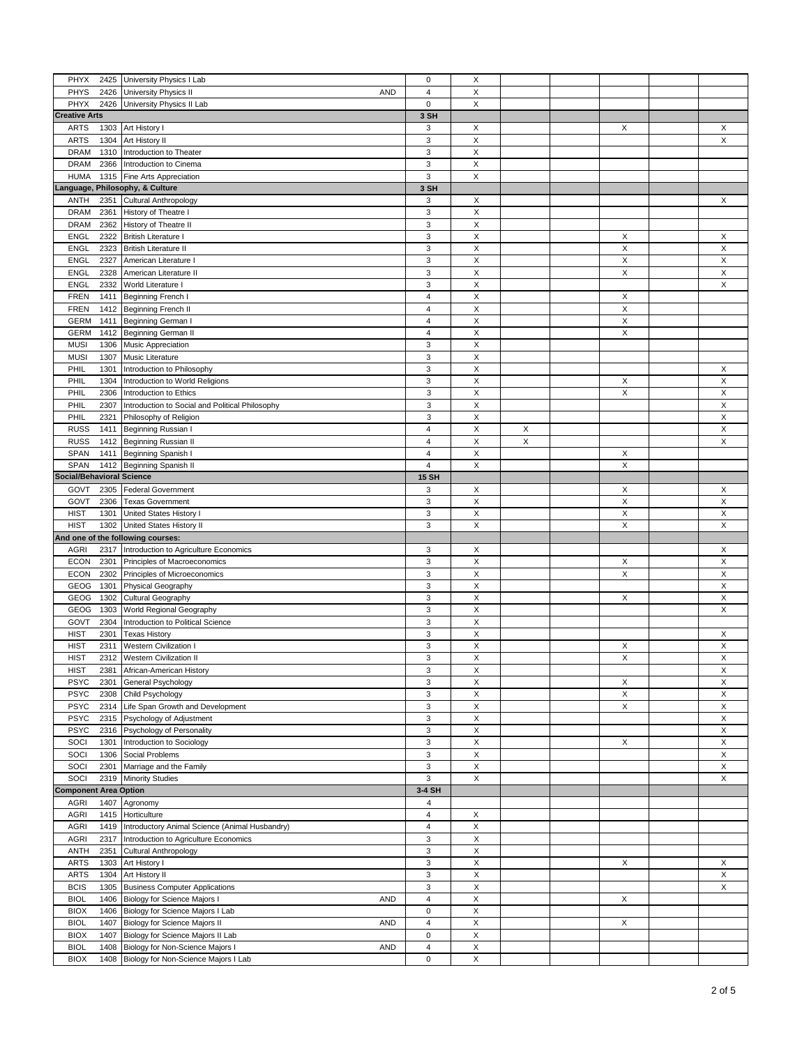| | | | | | | | | | | |
|---|---|---|---|---|---|---|---|---|---|---|
| PHYX | 2425 | University Physics I Lab | | 0 | X | | | | | |
| PHYS | 2426 | University Physics II | AND | 4 | X | | | | | |
| PHYX | 2426 | University Physics II Lab | | 0 | X | | | | | |
| **Creative Arts** | | | | **3 SH** | | | | | | |
| ARTS | 1303 | Art History I | | 3 | X | | | X | | X |
| ARTS | 1304 | Art History II | | 3 | X | | | | | X |
| DRAM | 1310 | Introduction to Theater | | 3 | X | | | | | |
| DRAM | 2366 | Introduction to Cinema | | 3 | X | | | | | |
| HUMA | 1315 | Fine Arts Appreciation | | 3 | X | | | | | |
| **Language, Philosophy, & Culture** | | | | **3 SH** | | | | | | |
| ANTH | 2351 | Cultural Anthropology | | 3 | X | | | | | X |
| DRAM | 2361 | History of Theatre I | | 3 | X | | | | | |
| DRAM | 2362 | History of Theatre II | | 3 | X | | | | | |
| ENGL | 2322 | British Literature I | | 3 | X | | | X | | X |
| ENGL | 2323 | British Literature II | | 3 | X | | | X | | X |
| ENGL | 2327 | American Literature I | | 3 | X | | | X | | X |
| ENGL | 2328 | American Literature II | | 3 | X | | | X | | X |
| ENGL | 2332 | World Literature I | | 3 | X | | | | | X |
| FREN | 1411 | Beginning French I | | 4 | X | | | X | | |
| FREN | 1412 | Beginning French II | | 4 | X | | | X | | |
| GERM | 1411 | Beginning German I | | 4 | X | | | X | | |
| GERM | 1412 | Beginning German II | | 4 | X | | | X | | |
| MUSI | 1306 | Music Appreciation | | 3 | X | | | | | |
| MUSI | 1307 | Music Literature | | 3 | X | | | | | |
| PHIL | 1301 | Introduction to Philosophy | | 3 | X | | | | | X |
| PHIL | 1304 | Introduction to World Religions | | 3 | X | | | X | | X |
| PHIL | 2306 | Introduction to Ethics | | 3 | X | | | X | | X |
| PHIL | 2307 | Introduction to Social and Political Philosophy | | 3 | X | | | | | X |
| PHIL | 2321 | Philosophy of Religion | | 3 | X | | | | | X |
| RUSS | 1411 | Beginning Russian I | | 4 | X | X | | | | X |
| RUSS | 1412 | Beginning Russian II | | 4 | X | X | | | | X |
| SPAN | 1411 | Beginning Spanish I | | 4 | X | | | X | | |
| SPAN | 1412 | Beginning Spanish II | | 4 | X | | | X | | |
| **Social/Behavioral Science** | | | | **15 SH** | | | | | | |
| GOVT | 2305 | Federal Government | | 3 | X | | | X | | X |
| GOVT | 2306 | Texas Government | | 3 | X | | | X | | X |
| HIST | 1301 | United States History I | | 3 | X | | | X | | X |
| HIST | 1302 | United States History II | | 3 | X | | | X | | X |
| **And one of the following courses:** | | | | | | | | | | |
| AGRI | 2317 | Introduction to Agriculture Economics | | 3 | X | | | | | X |
| ECON | 2301 | Principles of Macroeconomics | | 3 | X | | | X | | X |
| ECON | 2302 | Principles of Microeconomics | | 3 | X | | | X | | X |
| GEOG | 1301 | Physical Geography | | 3 | X | | | | | X |
| GEOG | 1302 | Cultural Geography | | 3 | X | | | X | | X |
| GEOG | 1303 | World Regional Geography | | 3 | X | | | | | X |
| GOVT | 2304 | Introduction to Political Science | | 3 | X | | | | | |
| HIST | 2301 | Texas History | | 3 | X | | | | | X |
| HIST | 2311 | Western Civilization I | | 3 | X | | | X | | X |
| HIST | 2312 | Western Civilization II | | 3 | X | | | X | | X |
| HIST | 2381 | African-American History | | 3 | X | | | | | X |
| PSYC | 2301 | General Psychology | | 3 | X | | | X | | X |
| PSYC | 2308 | Child Psychology | | 3 | X | | | X | | X |
| PSYC | 2314 | Life Span Growth and Development | | 3 | X | | | X | | X |
| PSYC | 2315 | Psychology of Adjustment | | 3 | X | | | | | X |
| PSYC | 2316 | Psychology of Personality | | 3 | X | | | | | X |
| SOCI | 1301 | Introduction to Sociology | | 3 | X | | | X | | X |
| SOCI | 1306 | Social Problems | | 3 | X | | | | | X |
| SOCI | 2301 | Marriage and the Family | | 3 | X | | | | | X |
| SOCI | 2319 | Minority Studies | | 3 | X | | | | | X |
| **Component Area Option** | | | | **3-4 SH** | | | | | | |
| AGRI | 1407 | Agronomy | | 4 | | | | | | |
| AGRI | 1415 | Horticulture | | 4 | X | | | | | |
| AGRI | 1419 | Introductory Animal Science (Animal Husbandry) | | 4 | X | | | | | |
| AGRI | 2317 | Introduction to Agriculture Economics | | 3 | X | | | | | |
| ANTH | 2351 | Cultural Anthropology | | 3 | X | | | | | |
| ARTS | 1303 | Art History I | | 3 | X | | | X | | X |
| ARTS | 1304 | Art History II | | 3 | X | | | | | X |
| BCIS | 1305 | Business Computer Applications | | 3 | X | | | | | X |
| BIOL | 1406 | Biology for Science Majors I | AND | 4 | X | | | X | | |
| BIOX | 1406 | Biology for Science Majors I Lab | | 0 | X | | | | | |
| BIOL | 1407 | Biology for Science Majors II | AND | 4 | X | | | X | | |
| BIOX | 1407 | Biology for Science Majors II Lab | | 0 | X | | | | | |
| BIOL | 1408 | Biology for Non-Science Majors I | AND | 4 | X | | | | | |
| BIOX | 1408 | Biology for Non-Science Majors I Lab | | 0 | X | | | | | |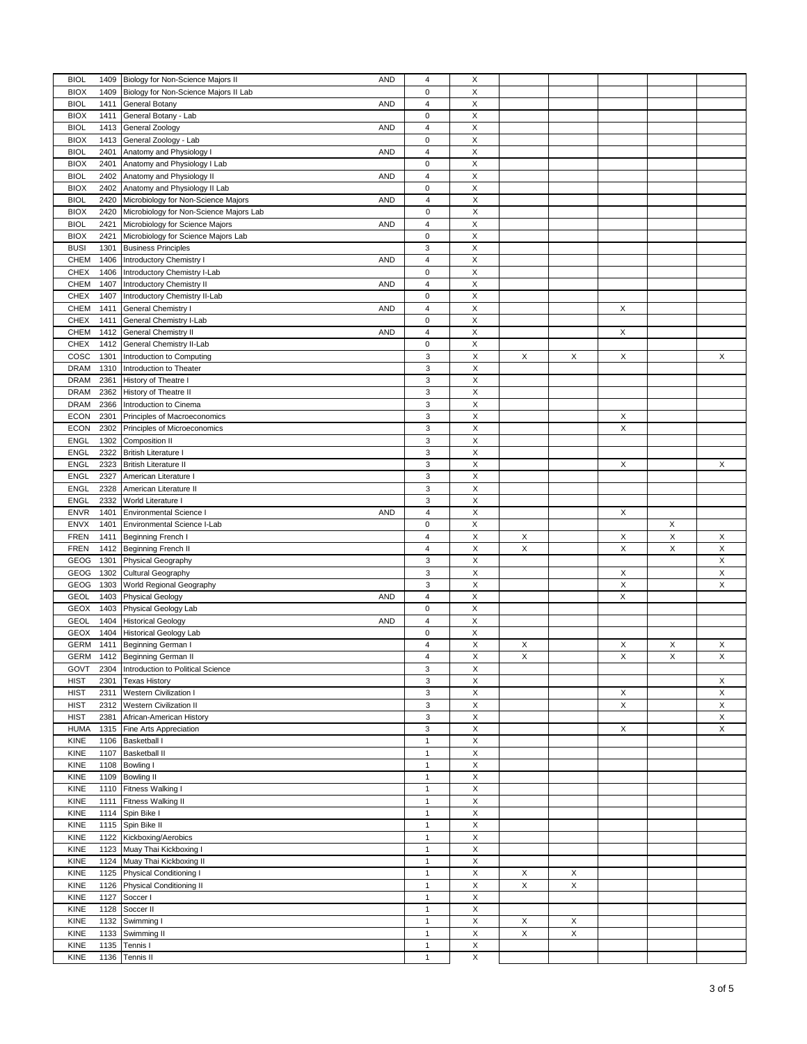| | | | | | | | | | | |
|---|---|---|---|---|---|---|---|---|---|---|
| BIOL | 1409 | Biology for Non-Science Majors II | AND | 4 | X | | | | | |
| BIOX | 1409 | Biology for Non-Science Majors II Lab | | 0 | X | | | | | |
| BIOL | 1411 | General Botany | AND | 4 | X | | | | | |
| BIOX | 1411 | General Botany - Lab | | 0 | X | | | | | |
| BIOL | 1413 | General Zoology | AND | 4 | X | | | | | |
| BIOX | 1413 | General Zoology - Lab | | 0 | X | | | | | |
| BIOL | 2401 | Anatomy and Physiology I | AND | 4 | X | | | | | |
| BIOX | 2401 | Anatomy and Physiology I Lab | | 0 | X | | | | | |
| BIOL | 2402 | Anatomy and Physiology II | AND | 4 | X | | | | | |
| BIOX | 2402 | Anatomy and Physiology II Lab | | 0 | X | | | | | |
| BIOL | 2420 | Microbiology for Non-Science Majors | AND | 4 | X | | | | | |
| BIOX | 2420 | Microbiology for Non-Science Majors Lab | | 0 | X | | | | | |
| BIOL | 2421 | Microbiology for Science Majors | AND | 4 | X | | | | | |
| BIOX | 2421 | Microbiology for Science Majors Lab | | 0 | X | | | | | |
| BUSI | 1301 | Business Principles | | 3 | X | | | | | |
| CHEM | 1406 | Introductory Chemistry I | AND | 4 | X | | | | | |
| CHEX | 1406 | Introductory Chemistry I-Lab | | 0 | X | | | | | |
| CHEM | 1407 | Introductory Chemistry II | AND | 4 | X | | | | | |
| CHEX | 1407 | Introductory Chemistry II-Lab | | 0 | X | | | | | |
| CHEM | 1411 | General Chemistry I | AND | 4 | X | | | X | | |
| CHEX | 1411 | General Chemistry I-Lab | | 0 | X | | | | | |
| CHEM | 1412 | General Chemistry II | AND | 4 | X | | | X | | |
| CHEX | 1412 | General Chemistry II-Lab | | 0 | X | | | | | |
| COSC | 1301 | Introduction to Computing | | 3 | X | X | X | X | | X |
| DRAM | 1310 | Introduction to Theater | | 3 | X | | | | | |
| DRAM | 2361 | History of Theatre I | | 3 | X | | | | | |
| DRAM | 2362 | History of Theatre II | | 3 | X | | | | | |
| DRAM | 2366 | Introduction to Cinema | | 3 | X | | | | | |
| ECON | 2301 | Principles of Macroeconomics | | 3 | X | | | X | | |
| ECON | 2302 | Principles of Microeconomics | | 3 | X | | | X | | |
| ENGL | 1302 | Composition II | | 3 | X | | | | | |
| ENGL | 2322 | British Literature I | | 3 | X | | | | | |
| ENGL | 2323 | British Literature II | | 3 | X | | | X | | X |
| ENGL | 2327 | American Literature I | | 3 | X | | | | | |
| ENGL | 2328 | American Literature II | | 3 | X | | | | | |
| ENGL | 2332 | World Literature I | | 3 | X | | | | | |
| ENVR | 1401 | Environmental Science I | AND | 4 | X | | | X | | |
| ENVX | 1401 | Environmental Science I-Lab | | 0 | X | | | | X | |
| FREN | 1411 | Beginning French I | | 4 | X | X | | X | X | X |
| FREN | 1412 | Beginning French II | | 4 | X | X | | X | X | X |
| GEOG | 1301 | Physical Geography | | 3 | X | | | | | X |
| GEOG | 1302 | Cultural Geography | | 3 | X | | | X | | X |
| GEOG | 1303 | World Regional Geography | | 3 | X | | | X | | X |
| GEOL | 1403 | Physical Geology | AND | 4 | X | | | X | | |
| GEOX | 1403 | Physical Geology Lab | | 0 | X | | | | | |
| GEOL | 1404 | Historical Geology | AND | 4 | X | | | | | |
| GEOX | 1404 | Historical Geology Lab | | 0 | X | | | | | |
| GERM | 1411 | Beginning German I | | 4 | X | X | | X | X | X |
| GERM | 1412 | Beginning German II | | 4 | X | X | | X | X | X |
| GOVT | 2304 | Introduction to Political Science | | 3 | X | | | | | |
| HIST | 2301 | Texas History | | 3 | X | | | | | X |
| HIST | 2311 | Western Civilization I | | 3 | X | | | X | | X |
| HIST | 2312 | Western Civilization II | | 3 | X | | | X | | X |
| HIST | 2381 | African-American History | | 3 | X | | | | | X |
| HUMA | 1315 | Fine Arts Appreciation | | 3 | X | | | X | | X |
| KINE | 1106 | Basketball I | | 1 | X | | | | | |
| KINE | 1107 | Basketball II | | 1 | X | | | | | |
| KINE | 1108 | Bowling I | | 1 | X | | | | | |
| KINE | 1109 | Bowling II | | 1 | X | | | | | |
| KINE | 1110 | Fitness Walking I | | 1 | X | | | | | |
| KINE | 1111 | Fitness Walking II | | 1 | X | | | | | |
| KINE | 1114 | Spin Bike I | | 1 | X | | | | | |
| KINE | 1115 | Spin Bike II | | 1 | X | | | | | |
| KINE | 1122 | Kickboxing/Aerobics | | 1 | X | | | | | |
| KINE | 1123 | Muay Thai Kickboxing I | | 1 | X | | | | | |
| KINE | 1124 | Muay Thai Kickboxing II | | 1 | X | | | | | |
| KINE | 1125 | Physical Conditioning I | | 1 | X | X | X | | | |
| KINE | 1126 | Physical Conditioning II | | 1 | X | X | X | | | |
| KINE | 1127 | Soccer I | | 1 | X | | | | | |
| KINE | 1128 | Soccer II | | 1 | X | | | | | |
| KINE | 1132 | Swimming I | | 1 | X | X | X | | | |
| KINE | 1133 | Swimming II | | 1 | X | X | X | | | |
| KINE | 1135 | Tennis I | | 1 | X | | | | | |
| KINE | 1136 | Tennis II | | 1 | X | | | | | |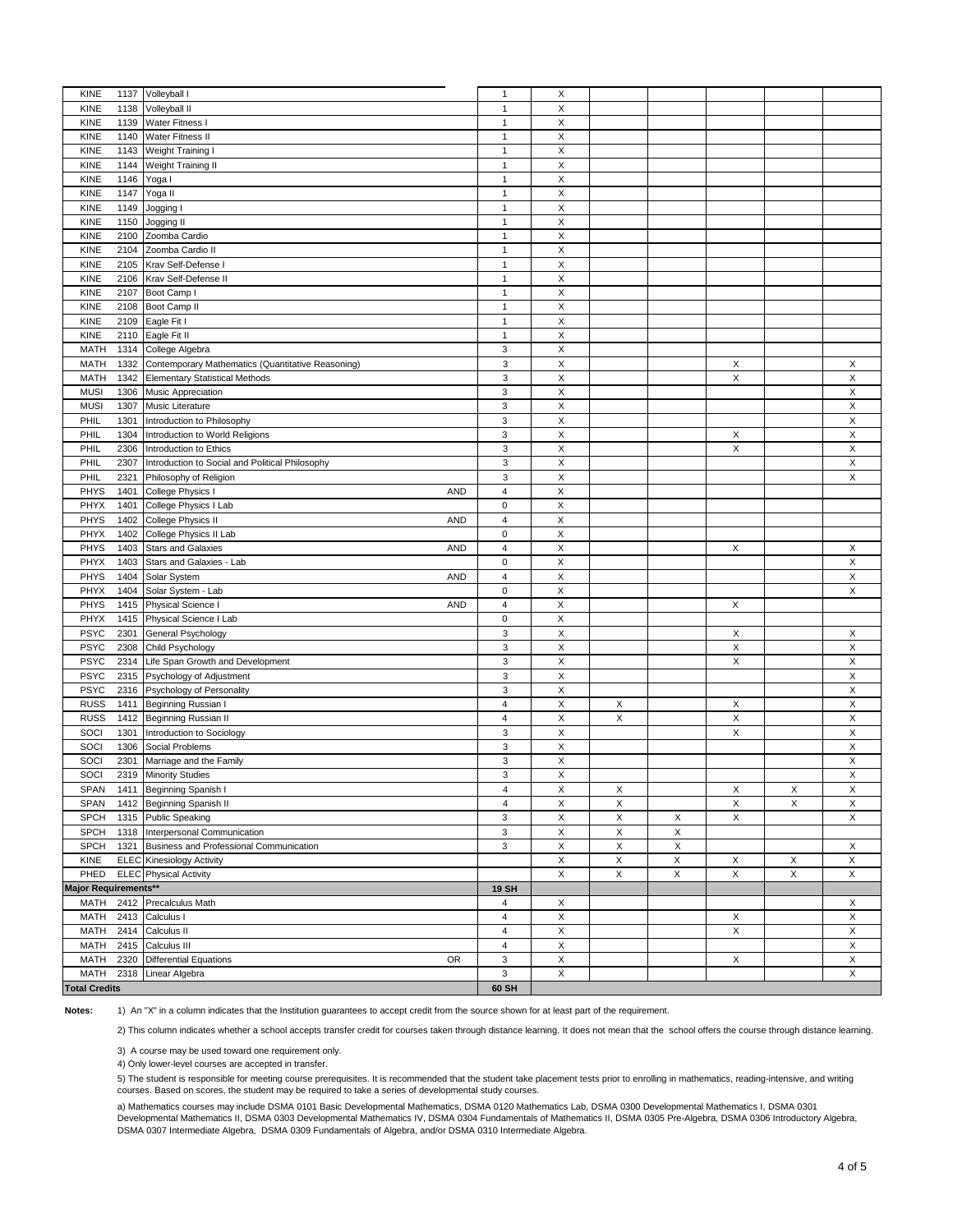| | | | | | | | | | | |
|---|---|---|---|---|---|---|---|---|---|---|
| KINE | 1137 | Volleyball I | | 1 | X | | | | | |
| KINE | 1138 | Volleyball II | | 1 | X | | | | | |
| KINE | 1139 | Water Fitness I | | 1 | X | | | | | |
| KINE | 1140 | Water Fitness II | | 1 | X | | | | | |
| KINE | 1143 | Weight Training I | | 1 | X | | | | | |
| KINE | 1144 | Weight Training II | | 1 | X | | | | | |
| KINE | 1146 | Yoga I | | 1 | X | | | | | |
| KINE | 1147 | Yoga II | | 1 | X | | | | | |
| KINE | 1149 | Jogging I | | 1 | X | | | | | |
| KINE | 1150 | Jogging II | | 1 | X | | | | | |
| KINE | 2100 | Zoomba Cardio | | 1 | X | | | | | |
| KINE | 2104 | Zoomba Cardio II | | 1 | X | | | | | |
| KINE | 2105 | Krav Self-Defense I | | 1 | X | | | | | |
| KINE | 2106 | Krav Self-Defense II | | 1 | X | | | | | |
| KINE | 2107 | Boot Camp I | | 1 | X | | | | | |
| KINE | 2108 | Boot Camp II | | 1 | X | | | | | |
| KINE | 2109 | Eagle Fit I | | 1 | X | | | | | |
| KINE | 2110 | Eagle Fit II | | 1 | X | | | | | |
| MATH | 1314 | College Algebra | | 3 | X | | | | | |
| MATH | 1332 | Contemporary Mathematics (Quantitative Reasoning) | | 3 | X | | | X | | X |
| MATH | 1342 | Elementary Statistical Methods | | 3 | X | | | X | | X |
| MUSI | 1306 | Music Appreciation | | 3 | X | | | | | X |
| MUSI | 1307 | Music Literature | | 3 | X | | | | | X |
| PHIL | 1301 | Introduction to Philosophy | | 3 | X | | | | | X |
| PHIL | 1304 | Introduction to World Religions | | 3 | X | | | X | | X |
| PHIL | 2306 | Introduction to Ethics | | 3 | X | | | X | | X |
| PHIL | 2307 | Introduction to Social and Political Philosophy | | 3 | X | | | | | X |
| PHIL | 2321 | Philosophy of Religion | | 3 | X | | | | | X |
| PHYS | 1401 | College Physics I | AND | 4 | X | | | | | |
| PHYX | 1401 | College Physics I Lab | | 0 | X | | | | | |
| PHYS | 1402 | College Physics II | AND | 4 | X | | | | | |
| PHYX | 1402 | College Physics II Lab | | 0 | X | | | | | |
| PHYS | 1403 | Stars and Galaxies | AND | 4 | X | | | X | | X |
| PHYX | 1403 | Stars and Galaxies - Lab | | 0 | X | | | | | X |
| PHYS | 1404 | Solar System | AND | 4 | X | | | | | X |
| PHYX | 1404 | Solar System - Lab | | 0 | X | | | | | X |
| PHYS | 1415 | Physical Science I | AND | 4 | X | | | X | | |
| PHYX | 1415 | Physical Science I Lab | | 0 | X | | | | | |
| PSYC | 2301 | General Psychology | | 3 | X | | | X | | X |
| PSYC | 2308 | Child Psychology | | 3 | X | | | X | | X |
| PSYC | 2314 | Life Span Growth and Development | | 3 | X | | | X | | X |
| PSYC | 2315 | Psychology of Adjustment | | 3 | X | | | | | X |
| PSYC | 2316 | Psychology of Personality | | 3 | X | | | | | X |
| RUSS | 1411 | Beginning Russian I | | 4 | X | X | | X | | X |
| RUSS | 1412 | Beginning Russian II | | 4 | X | X | | X | | X |
| SOCI | 1301 | Introduction to Sociology | | 3 | X | | | X | | X |
| SOCI | 1306 | Social Problems | | 3 | X | | | | | X |
| SOCI | 2301 | Marriage and the Family | | 3 | X | | | | | X |
| SOCI | 2319 | Minority Studies | | 3 | X | | | | | X |
| SPAN | 1411 | Beginning Spanish I | | 4 | X | X | | X | X | X |
| SPAN | 1412 | Beginning Spanish II | | 4 | X | X | | X | X | X |
| SPCH | 1315 | Public Speaking | | 3 | X | X | X | X | | X |
| SPCH | 1318 | Interpersonal Communication | | 3 | X | X | X | | | |
| SPCH | 1321 | Business and Professional Communication | | 3 | X | X | X | | | X |
| KINE | ELEC | Kinesiology Activity | | | X | X | X | X | X | X |
| PHED | ELEC | Physical Activity | | | X | X | X | X | X | X |
| **Major Requirements**** | | | | **19 SH** | | | | | | |
| MATH | 2412 | Precalculus Math | | 4 | X | | | | | X |
| MATH | 2413 | Calculus I | | 4 | X | | | X | | X |
| MATH | 2414 | Calculus II | | 4 | X | | | X | | X |
| MATH | 2415 | Calculus III | | 4 | X | | | | | X |
| MATH | 2320 | Differential Equations | OR | 3 | X | | | X | | X |
| MATH | 2318 | Linear Algebra | | 3 | X | | | | | X |
| **Total Credits** | | | | **60 SH** | | | | | | |

**Notes:** 1) An "X" in a column indicates that the Institution guarantees to accept credit from the source shown for at least part of the requirement.

2) This column indicates whether a school accepts transfer credit for courses taken through distance learning. It does not mean that the school offers the course through distance learning.

3) A course may be used toward one requirement only.

4) Only lower-level courses are accepted in transfer.

5) The student is responsible for meeting course prerequisites. It is recommended that the student take placement tests prior to enrolling in mathematics, reading-intensive, and writing courses. Based on scores, the student may be required to take a series of developmental study courses.

a) Mathematics courses may include DSMA 0101 Basic Developmental Mathematics, DSMA 0120 Mathematics Lab, DSMA 0300 Developmental Mathematics I, DSMA 0301 Developmental Mathematics II, DSMA 0303 Developmental Mathematics IV, DSMA 0304 Fundamentals of Mathematics II, DSMA 0305 Pre-Algebra, DSMA 0306 Introductory Algebra, DSMA 0307 Intermediate Algebra, DSMA 0309 Fundamentals of Algebra, and/or DSMA 0310 Intermediate Algebra.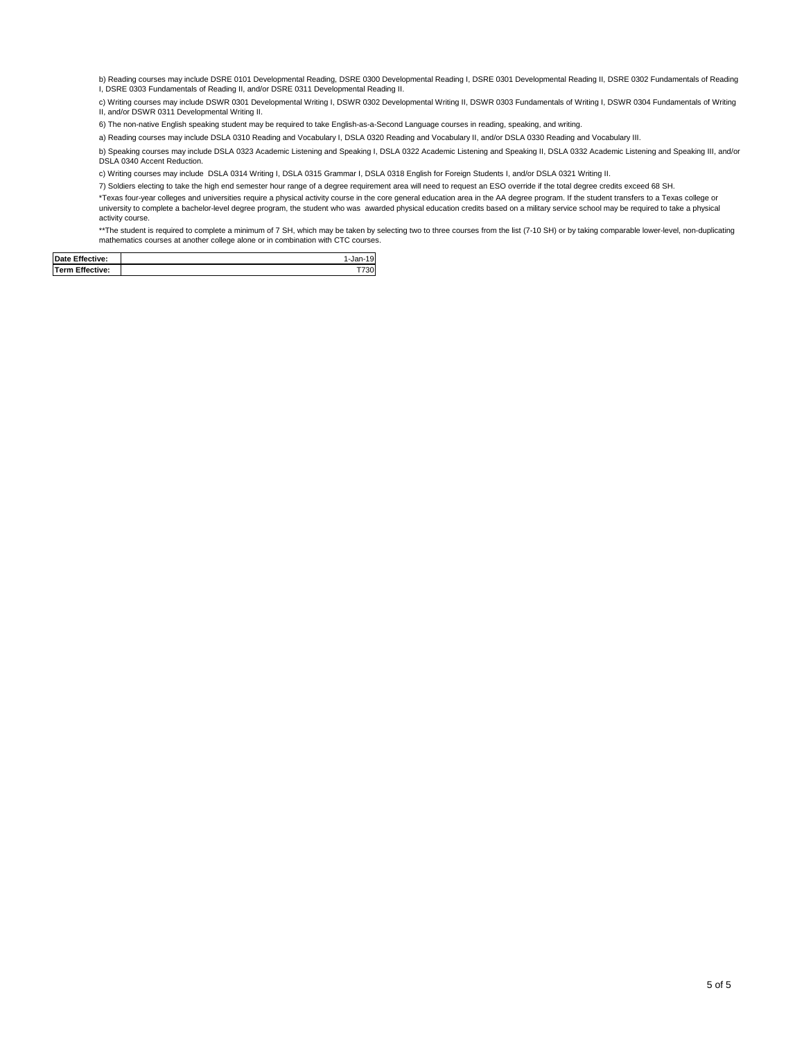b) Reading courses may include DSRE 0101 Developmental Reading, DSRE 0300 Developmental Reading I, DSRE 0301 Developmental Reading II, DSRE 0302 Fundamentals of Reading I, DSRE 0303 Fundamentals of Reading II, and/or DSRE 0311 Developmental Reading II.

c) Writing courses may include DSWR 0301 Developmental Writing I, DSWR 0302 Developmental Writing II, DSWR 0303 Fundamentals of Writing I, DSWR 0304 Fundamentals of Writing II, and/or DSWR 0311 Developmental Writing II.

6) The non-native English speaking student may be required to take English-as-a-Second Language courses in reading, speaking, and writing.

a) Reading courses may include DSLA 0310 Reading and Vocabulary I, DSLA 0320 Reading and Vocabulary II, and/or DSLA 0330 Reading and Vocabulary III.

b) Speaking courses may include DSLA 0323 Academic Listening and Speaking I, DSLA 0322 Academic Listening and Speaking II, DSLA 0332 Academic Listening and Speaking III, and/or DSLA 0340 Accent Reduction.

c) Writing courses may include DSLA 0314 Writing I, DSLA 0315 Grammar I, DSLA 0318 English for Foreign Students I, and/or DSLA 0321 Writing II.

7) Soldiers electing to take the high end semester hour range of a degree requirement area will need to request an ESO override if the total degree credits exceed 68 SH.

*Texas four-year colleges and universities require a physical activity course in the core general education area in the AA degree program. If the student transfers to a Texas college or university to complete a bachelor-level degree program, the student who was awarded physical education credits based on a military service school may be required to take a physical activity course.

**The student is required to complete a minimum of 7 SH, which may be taken by selecting two to three courses from the list (7-10 SH) or by taking comparable lower-level, non-duplicating mathematics courses at another college alone or in combination with CTC courses.

| | |
|---|---|
| **Date Effective:** | 1-Jan-19 |
| **Term Effective:** | T730 |